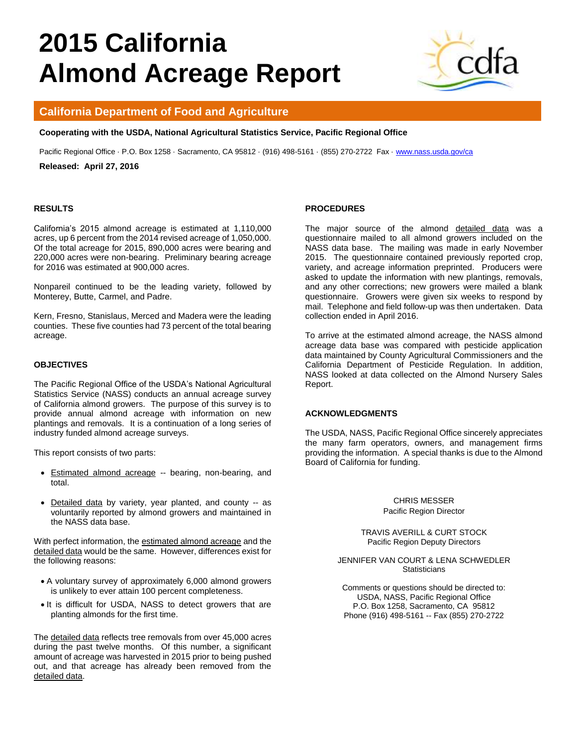# 2015 California Almond Acreage Report

## California Department of Food and Agriculture

**Cooperating with the USDA, National Agricultural Statistics Service, Pacific Regional Office**

Pacific Regional Office · P.O. Box 1258 · Sacramento, CA 95812 · (916) 498-5161 · (855) 270-2722 Fax · www.nass.usda.gov/ca

**Released: April 27, 2016**

### RESULTS

California's 2015 almond acreage is estimated at 1,110,000 acres, up 6 percent from the 2014 revised acreage of 1,050,000. Of the total acreage for 2015, 890,000 acres were bearing and 220,000 acres were non-bearing. Preliminary bearing acreage for 2016 was estimated at 900,000 acres.

Nonpareil continued to be the leading variety, followed by Monterey, Butte, Carmel, and Padre.

Kern, Fresno, Stanislaus, Merced and Madera were the leading counties. These five counties had 73 percent of the total bearing acreage.

### OBJECTIVES

The Pacific Regional Office of the USDA's National Agricultural Statistics Service (NASS) conducts an annual acreage survey of California almond growers. The purpose of this survey is to provide annual almond acreage with information on new plantings and removals. It is a continuation of a long series of industry funded almond acreage surveys.

This report consists of two parts:

- Estimated almond acreage -- bearing, non-bearing, and total.
- Detailed data by variety, year planted, and county -- as voluntarily reported by almond growers and maintained in the NASS data base.

With perfect information, the estimated almond acreage and the detailed data would be the same. However, differences exist for the following reasons:

- A voluntary survey of approximately 6,000 almond growers is unlikely to ever attain 100 percent completeness.
- It is difficult for USDA, NASS to detect growers that are planting almonds for the first time.

The detailed data reflects tree removals from over 45,000 acres during the past twelve months. Of this number, a significant amount of acreage was harvested in 2015 prior to being pushed out, and that acreage has already been removed from the detailed data.

### PROCEDURES

The major source of the almond detailed data was a questionnaire mailed to all almond growers included on the NASS data base. The mailing was made in early November 2015. The questionnaire contained previously reported crop, variety, and acreage information preprinted. Producers were asked to update the information with new plantings, removals, and any other corrections; new growers were mailed a blank questionnaire. Growers were given six weeks to respond by mail. Telephone and field follow-up was then undertaken. Data collection ended in April 2016.

To arrive at the estimated almond acreage, the NASS almond acreage data base was compared with pesticide application data maintained by County Agricultural Commissioners and the California Department of Pesticide Regulation. In addition, NASS looked at data collected on the Almond Nursery Sales Report.

### ACKNOWLEDGMENTS

The USDA, NASS, Pacific Regional Office sincerely appreciates the many farm operators, owners, and management firms providing the information. A special thanks is due to the Almond Board of California for funding.

CHRIS MESSER
Pacific Region Director

TRAVIS AVERILL & CURT STOCK
Pacific Region Deputy Directors

JENNIFER VAN COURT & LENA SCHWEDLER
Statisticians

Comments or questions should be directed to:
USDA, NASS, Pacific Regional Office
P.O. Box 1258, Sacramento, CA 95812
Phone (916) 498-5161 -- Fax (855) 270-2722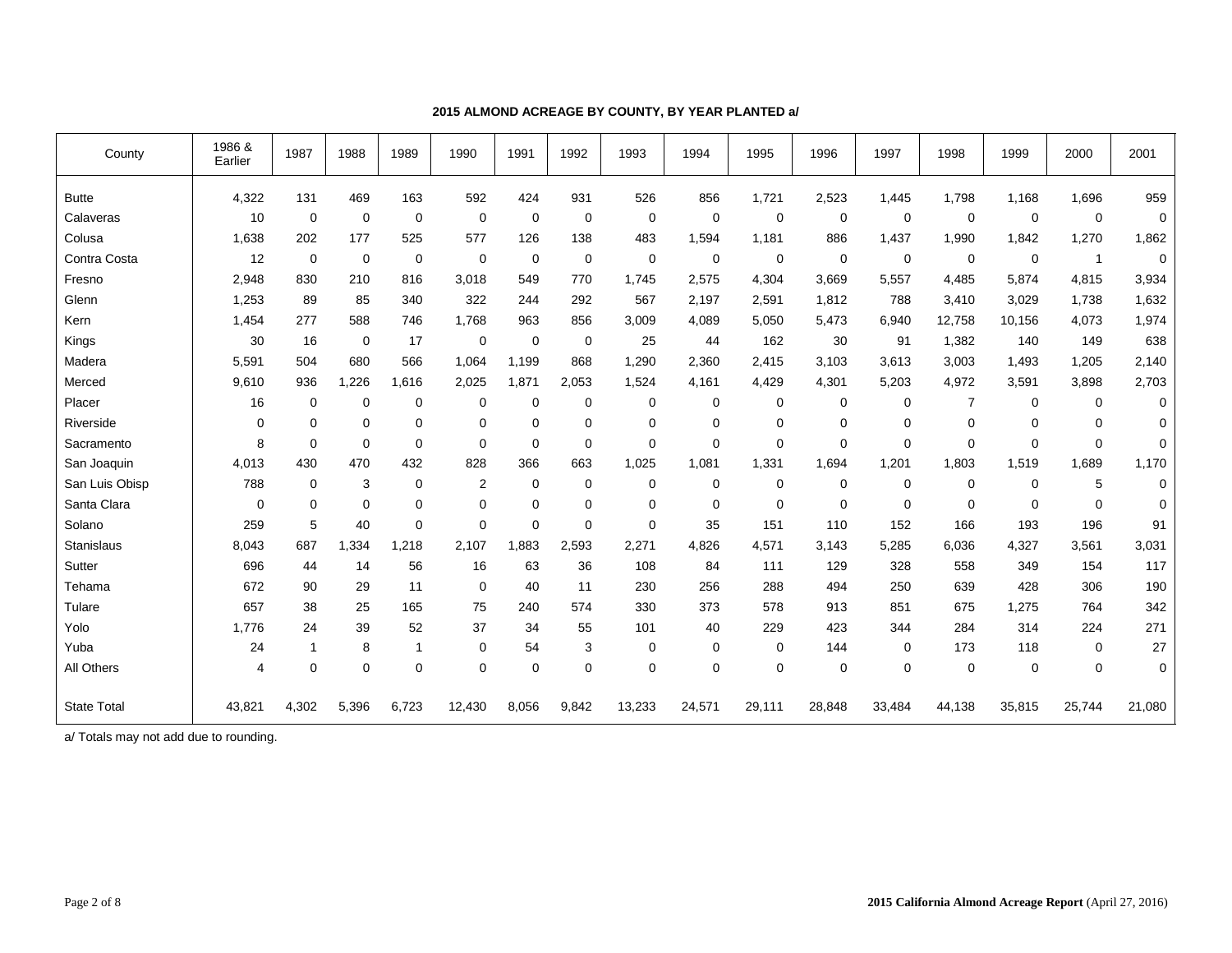**2015 ALMOND ACREAGE BY COUNTY, BY YEAR PLANTED a/**

| County | 1986 & Earlier | 1987 | 1988 | 1989 | 1990 | 1991 | 1992 | 1993 | 1994 | 1995 | 1996 | 1997 | 1998 | 1999 | 2000 | 2001 |
|---|---|---|---|---|---|---|---|---|---|---|---|---|---|---|---|---|
| Butte | 4,322 | 131 | 469 | 163 | 592 | 424 | 931 | 526 | 856 | 1,721 | 2,523 | 1,445 | 1,798 | 1,168 | 1,696 | 959 |
| Calaveras | 10 | 0 | 0 | 0 | 0 | 0 | 0 | 0 | 0 | 0 | 0 | 0 | 0 | 0 | 0 | 0 |
| Colusa | 1,638 | 202 | 177 | 525 | 577 | 126 | 138 | 483 | 1,594 | 1,181 | 886 | 1,437 | 1,990 | 1,842 | 1,270 | 1,862 |
| Contra Costa | 12 | 0 | 0 | 0 | 0 | 0 | 0 | 0 | 0 | 0 | 0 | 0 | 0 | 0 | 1 | 0 |
| Fresno | 2,948 | 830 | 210 | 816 | 3,018 | 549 | 770 | 1,745 | 2,575 | 4,304 | 3,669 | 5,557 | 4,485 | 5,874 | 4,815 | 3,934 |
| Glenn | 1,253 | 89 | 85 | 340 | 322 | 244 | 292 | 567 | 2,197 | 2,591 | 1,812 | 788 | 3,410 | 3,029 | 1,738 | 1,632 |
| Kern | 1,454 | 277 | 588 | 746 | 1,768 | 963 | 856 | 3,009 | 4,089 | 5,050 | 5,473 | 6,940 | 12,758 | 10,156 | 4,073 | 1,974 |
| Kings | 30 | 16 | 0 | 17 | 0 | 0 | 0 | 25 | 44 | 162 | 30 | 91 | 1,382 | 140 | 149 | 638 |
| Madera | 5,591 | 504 | 680 | 566 | 1,064 | 1,199 | 868 | 1,290 | 2,360 | 2,415 | 3,103 | 3,613 | 3,003 | 1,493 | 1,205 | 2,140 |
| Merced | 9,610 | 936 | 1,226 | 1,616 | 2,025 | 1,871 | 2,053 | 1,524 | 4,161 | 4,429 | 4,301 | 5,203 | 4,972 | 3,591 | 3,898 | 2,703 |
| Placer | 16 | 0 | 0 | 0 | 0 | 0 | 0 | 0 | 0 | 0 | 0 | 0 | 7 | 0 | 0 | 0 |
| Riverside | 0 | 0 | 0 | 0 | 0 | 0 | 0 | 0 | 0 | 0 | 0 | 0 | 0 | 0 | 0 | 0 |
| Sacramento | 8 | 0 | 0 | 0 | 0 | 0 | 0 | 0 | 0 | 0 | 0 | 0 | 0 | 0 | 0 | 0 |
| San Joaquin | 4,013 | 430 | 470 | 432 | 828 | 366 | 663 | 1,025 | 1,081 | 1,331 | 1,694 | 1,201 | 1,803 | 1,519 | 1,689 | 1,170 |
| San Luis Obisp | 788 | 0 | 3 | 0 | 2 | 0 | 0 | 0 | 0 | 0 | 0 | 0 | 0 | 0 | 5 | 0 |
| Santa Clara | 0 | 0 | 0 | 0 | 0 | 0 | 0 | 0 | 0 | 0 | 0 | 0 | 0 | 0 | 0 | 0 |
| Solano | 259 | 5 | 40 | 0 | 0 | 0 | 0 | 0 | 35 | 151 | 110 | 152 | 166 | 193 | 196 | 91 |
| Stanislaus | 8,043 | 687 | 1,334 | 1,218 | 2,107 | 1,883 | 2,593 | 2,271 | 4,826 | 4,571 | 3,143 | 5,285 | 6,036 | 4,327 | 3,561 | 3,031 |
| Sutter | 696 | 44 | 14 | 56 | 16 | 63 | 36 | 108 | 84 | 111 | 129 | 328 | 558 | 349 | 154 | 117 |
| Tehama | 672 | 90 | 29 | 11 | 0 | 40 | 11 | 230 | 256 | 288 | 494 | 250 | 639 | 428 | 306 | 190 |
| Tulare | 657 | 38 | 25 | 165 | 75 | 240 | 574 | 330 | 373 | 578 | 913 | 851 | 675 | 1,275 | 764 | 342 |
| Yolo | 1,776 | 24 | 39 | 52 | 37 | 34 | 55 | 101 | 40 | 229 | 423 | 344 | 284 | 314 | 224 | 271 |
| Yuba | 24 | 1 | 8 | 1 | 0 | 54 | 3 | 0 | 0 | 0 | 144 | 0 | 173 | 118 | 0 | 27 |
| All Others | 4 | 0 | 0 | 0 | 0 | 0 | 0 | 0 | 0 | 0 | 0 | 0 | 0 | 0 | 0 | 0 |
| State Total | 43,821 | 4,302 | 5,396 | 6,723 | 12,430 | 8,056 | 9,842 | 13,233 | 24,571 | 29,111 | 28,848 | 33,484 | 44,138 | 35,815 | 25,744 | 21,080 |

a/ Totals may not add due to rounding.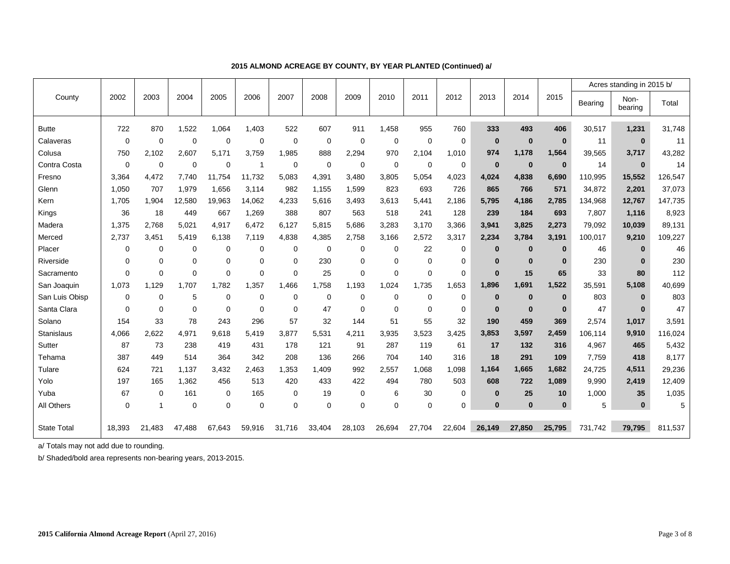## 2015 ALMOND ACREAGE BY COUNTY, BY YEAR PLANTED (Continued) a/

| County | 2002 | 2003 | 2004 | 2005 | 2006 | 2007 | 2008 | 2009 | 2010 | 2011 | 2012 | 2013 | 2014 | 2015 | Acres standing in 2015 b/ | | |
|---|---|---|---|---|---|---|---|---|---|---|---|---|---|---|---|---|---|
| | | | | | | | | | | | | | | | Bearing | Non-bearing | Total |
| Butte | 722 | 870 | 1,522 | 1,064 | 1,403 | 522 | 607 | 911 | 1,458 | 955 | 760 | **333** | **493** | **406** | 30,517 | **1,231** | 31,748 |
| Calaveras | 0 | 0 | 0 | 0 | 0 | 0 | 0 | 0 | 0 | 0 | 0 | **0** | **0** | **0** | 11 | **0** | 11 |
| Colusa | 750 | 2,102 | 2,607 | 5,171 | 3,759 | 1,985 | 888 | 2,294 | 970 | 2,104 | 1,010 | **974** | **1,178** | **1,564** | 39,565 | **3,717** | 43,282 |
| Contra Costa | 0 | 0 | 0 | 0 | 1 | 0 | 0 | 0 | 0 | 0 | 0 | **0** | **0** | **0** | 14 | **0** | 14 |
| Fresno | 3,364 | 4,472 | 7,740 | 11,754 | 11,732 | 5,083 | 4,391 | 3,480 | 3,805 | 5,054 | 4,023 | **4,024** | **4,838** | **6,690** | 110,995 | **15,552** | 126,547 |
| Glenn | 1,050 | 707 | 1,979 | 1,656 | 3,114 | 982 | 1,155 | 1,599 | 823 | 693 | 726 | **865** | **766** | **571** | 34,872 | **2,201** | 37,073 |
| Kern | 1,705 | 1,904 | 12,580 | 19,963 | 14,062 | 4,233 | 5,616 | 3,493 | 3,613 | 5,441 | 2,186 | **5,795** | **4,186** | **2,785** | 134,968 | **12,767** | 147,735 |
| Kings | 36 | 18 | 449 | 667 | 1,269 | 388 | 807 | 563 | 518 | 241 | 128 | **239** | **184** | **693** | 7,807 | **1,116** | 8,923 |
| Madera | 1,375 | 2,768 | 5,021 | 4,917 | 6,472 | 6,127 | 5,815 | 5,686 | 3,283 | 3,170 | 3,366 | **3,941** | **3,825** | **2,273** | 79,092 | **10,039** | 89,131 |
| Merced | 2,737 | 3,451 | 5,419 | 6,138 | 7,119 | 4,838 | 4,385 | 2,758 | 3,166 | 2,572 | 3,317 | **2,234** | **3,784** | **3,191** | 100,017 | **9,210** | 109,227 |
| Placer | 0 | 0 | 0 | 0 | 0 | 0 | 0 | 0 | 0 | 22 | 0 | **0** | **0** | **0** | 46 | **0** | 46 |
| Riverside | 0 | 0 | 0 | 0 | 0 | 0 | 230 | 0 | 0 | 0 | 0 | **0** | **0** | **0** | 230 | **0** | 230 |
| Sacramento | 0 | 0 | 0 | 0 | 0 | 0 | 25 | 0 | 0 | 0 | 0 | **0** | **15** | **65** | 33 | **80** | 112 |
| San Joaquin | 1,073 | 1,129 | 1,707 | 1,782 | 1,357 | 1,466 | 1,758 | 1,193 | 1,024 | 1,735 | 1,653 | **1,896** | **1,691** | **1,522** | 35,591 | **5,108** | 40,699 |
| San Luis Obisp | 0 | 0 | 5 | 0 | 0 | 0 | 0 | 0 | 0 | 0 | 0 | **0** | **0** | **0** | 803 | **0** | 803 |
| Santa Clara | 0 | 0 | 0 | 0 | 0 | 0 | 47 | 0 | 0 | 0 | 0 | **0** | **0** | **0** | 47 | **0** | 47 |
| Solano | 154 | 33 | 78 | 243 | 296 | 57 | 32 | 144 | 51 | 55 | 32 | **190** | **459** | **369** | 2,574 | **1,017** | 3,591 |
| Stanislaus | 4,066 | 2,622 | 4,971 | 9,618 | 5,419 | 3,877 | 5,531 | 4,211 | 3,935 | 3,523 | 3,425 | **3,853** | **3,597** | **2,459** | 106,114 | **9,910** | 116,024 |
| Sutter | 87 | 73 | 238 | 419 | 431 | 178 | 121 | 91 | 287 | 119 | 61 | **17** | **132** | **316** | 4,967 | **465** | 5,432 |
| Tehama | 387 | 449 | 514 | 364 | 342 | 208 | 136 | 266 | 704 | 140 | 316 | **18** | **291** | **109** | 7,759 | **418** | 8,177 |
| Tulare | 624 | 721 | 1,137 | 3,432 | 2,463 | 1,353 | 1,409 | 992 | 2,557 | 1,068 | 1,098 | **1,164** | **1,665** | **1,682** | 24,725 | **4,511** | 29,236 |
| Yolo | 197 | 165 | 1,362 | 456 | 513 | 420 | 433 | 422 | 494 | 780 | 503 | **608** | **722** | **1,089** | 9,990 | **2,419** | 12,409 |
| Yuba | 67 | 0 | 161 | 0 | 165 | 0 | 19 | 0 | 6 | 30 | 0 | **0** | **25** | **10** | 1,000 | **35** | 1,035 |
| All Others | 0 | 1 | 0 | 0 | 0 | 0 | 0 | 0 | 0 | 0 | 0 | **0** | **0** | **0** | 5 | **0** | 5 |
| State Total | 18,393 | 21,483 | 47,488 | 67,643 | 59,916 | 31,716 | 33,404 | 28,103 | 26,694 | 27,704 | 22,604 | **26,149** | **27,850** | **25,795** | 731,742 | **79,795** | 811,537 |

a/ Totals may not add due to rounding.

b/ Shaded/bold area represents non-bearing years, 2013-2015.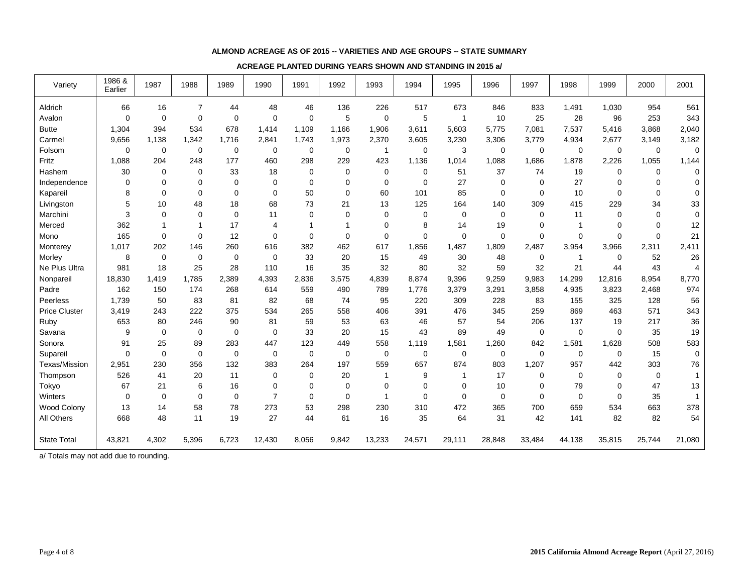**ALMOND ACREAGE AS OF 2015 -- VARIETIES AND AGE GROUPS -- STATE SUMMARY**

**ACREAGE PLANTED DURING YEARS SHOWN AND STANDING IN 2015 a/**

| Variety | 1986 & Earlier | 1987 | 1988 | 1989 | 1990 | 1991 | 1992 | 1993 | 1994 | 1995 | 1996 | 1997 | 1998 | 1999 | 2000 | 2001 |
|---|---|---|---|---|---|---|---|---|---|---|---|---|---|---|---|---|
| Aldrich | 66 | 16 | 7 | 44 | 48 | 46 | 136 | 226 | 517 | 673 | 846 | 833 | 1,491 | 1,030 | 954 | 561 |
| Avalon | 0 | 0 | 0 | 0 | 0 | 0 | 5 | 0 | 5 | 1 | 10 | 25 | 28 | 96 | 253 | 343 |
| Butte | 1,304 | 394 | 534 | 678 | 1,414 | 1,109 | 1,166 | 1,906 | 3,611 | 5,603 | 5,775 | 7,081 | 7,537 | 5,416 | 3,868 | 2,040 |
| Carmel | 9,656 | 1,138 | 1,342 | 1,716 | 2,841 | 1,743 | 1,973 | 2,370 | 3,605 | 3,230 | 3,306 | 3,779 | 4,934 | 2,677 | 3,149 | 3,182 |
| Folsom | 0 | 0 | 0 | 0 | 0 | 0 | 0 | 1 | 0 | 3 | 0 | 0 | 0 | 0 | 0 | 0 |
| Fritz | 1,088 | 204 | 248 | 177 | 460 | 298 | 229 | 423 | 1,136 | 1,014 | 1,088 | 1,686 | 1,878 | 2,226 | 1,055 | 1,144 |
| Hashem | 30 | 0 | 0 | 33 | 18 | 0 | 0 | 0 | 0 | 51 | 37 | 74 | 19 | 0 | 0 | 0 |
| Independence | 0 | 0 | 0 | 0 | 0 | 0 | 0 | 0 | 0 | 27 | 0 | 0 | 27 | 0 | 0 | 0 |
| Kapareil | 8 | 0 | 0 | 0 | 0 | 50 | 0 | 60 | 101 | 85 | 0 | 0 | 10 | 0 | 0 | 0 |
| Livingston | 5 | 10 | 48 | 18 | 68 | 73 | 21 | 13 | 125 | 164 | 140 | 309 | 415 | 229 | 34 | 33 |
| Marchini | 3 | 0 | 0 | 0 | 11 | 0 | 0 | 0 | 0 | 0 | 0 | 0 | 11 | 0 | 0 | 0 |
| Merced | 362 | 1 | 1 | 17 | 4 | 1 | 1 | 0 | 8 | 14 | 19 | 0 | 1 | 0 | 0 | 12 |
| Mono | 165 | 0 | 0 | 12 | 0 | 0 | 0 | 0 | 0 | 0 | 0 | 0 | 0 | 0 | 0 | 21 |
| Monterey | 1,017 | 202 | 146 | 260 | 616 | 382 | 462 | 617 | 1,856 | 1,487 | 1,809 | 2,487 | 3,954 | 3,966 | 2,311 | 2,411 |
| Morley | 8 | 0 | 0 | 0 | 0 | 33 | 20 | 15 | 49 | 30 | 48 | 0 | 1 | 0 | 52 | 26 |
| Ne Plus Ultra | 981 | 18 | 25 | 28 | 110 | 16 | 35 | 32 | 80 | 32 | 59 | 32 | 21 | 44 | 43 | 4 |
| Nonpareil | 18,830 | 1,419 | 1,785 | 2,389 | 4,393 | 2,836 | 3,575 | 4,839 | 8,874 | 9,396 | 9,259 | 9,983 | 14,299 | 12,816 | 8,954 | 8,770 |
| Padre | 162 | 150 | 174 | 268 | 614 | 559 | 490 | 789 | 1,776 | 3,379 | 3,291 | 3,858 | 4,935 | 3,823 | 2,468 | 974 |
| Peerless | 1,739 | 50 | 83 | 81 | 82 | 68 | 74 | 95 | 220 | 309 | 228 | 83 | 155 | 325 | 128 | 56 |
| Price Cluster | 3,419 | 243 | 222 | 375 | 534 | 265 | 558 | 406 | 391 | 476 | 345 | 259 | 869 | 463 | 571 | 343 |
| Ruby | 653 | 80 | 246 | 90 | 81 | 59 | 53 | 63 | 46 | 57 | 54 | 206 | 137 | 19 | 217 | 36 |
| Savana | 9 | 0 | 0 | 0 | 0 | 33 | 20 | 15 | 43 | 89 | 49 | 0 | 0 | 0 | 35 | 19 |
| Sonora | 91 | 25 | 89 | 283 | 447 | 123 | 449 | 558 | 1,119 | 1,581 | 1,260 | 842 | 1,581 | 1,628 | 508 | 583 |
| Supareil | 0 | 0 | 0 | 0 | 0 | 0 | 0 | 0 | 0 | 0 | 0 | 0 | 0 | 0 | 15 | 0 |
| Texas/Mission | 2,951 | 230 | 356 | 132 | 383 | 264 | 197 | 559 | 657 | 874 | 803 | 1,207 | 957 | 442 | 303 | 76 |
| Thompson | 526 | 41 | 20 | 11 | 0 | 0 | 20 | 1 | 9 | 1 | 17 | 0 | 0 | 0 | 0 | 1 |
| Tokyo | 67 | 21 | 6 | 16 | 0 | 0 | 0 | 0 | 0 | 0 | 10 | 0 | 79 | 0 | 47 | 13 |
| Winters | 0 | 0 | 0 | 0 | 7 | 0 | 0 | 1 | 0 | 0 | 0 | 0 | 0 | 0 | 35 | 1 |
| Wood Colony | 13 | 14 | 58 | 78 | 273 | 53 | 298 | 230 | 310 | 472 | 365 | 700 | 659 | 534 | 663 | 378 |
| All Others | 668 | 48 | 11 | 19 | 27 | 44 | 61 | 16 | 35 | 64 | 31 | 42 | 141 | 82 | 82 | 54 |
| State Total | 43,821 | 4,302 | 5,396 | 6,723 | 12,430 | 8,056 | 9,842 | 13,233 | 24,571 | 29,111 | 28,848 | 33,484 | 44,138 | 35,815 | 25,744 | 21,080 |

a/ Totals may not add due to rounding.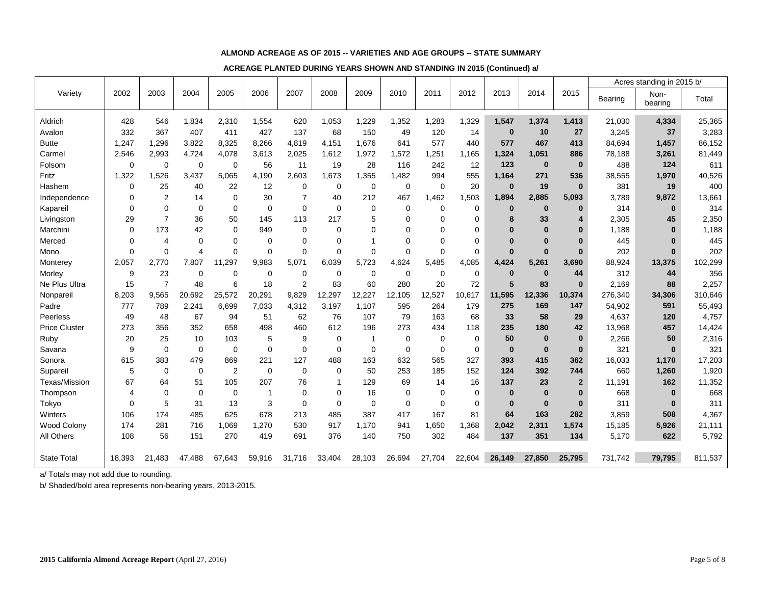**ALMOND ACREAGE AS OF 2015 -- VARIETIES AND AGE GROUPS -- STATE SUMMARY**

**ACREAGE PLANTED DURING YEARS SHOWN AND STANDING IN 2015 (Continued) a/**

| Variety | 2002 | 2003 | 2004 | 2005 | 2006 | 2007 | 2008 | 2009 | 2010 | 2011 | 2012 | 2013 | 2014 | 2015 | Acres standing in 2015 b/ | | |
|---|---|---|---|---|---|---|---|---|---|---|---|---|---|---|---|---|---|
| | | | | | | | | | | | | | | | Bearing | Non-bearing | Total |
| Aldrich | 428 | 546 | 1,834 | 2,310 | 1,554 | 620 | 1,053 | 1,229 | 1,352 | 1,283 | 1,329 | **1,547** | **1,374** | **1,413** | 21,030 | **4,334** | 25,365 |
| Avalon | 332 | 367 | 407 | 411 | 427 | 137 | 68 | 150 | 49 | 120 | 14 | **0** | **10** | **27** | 3,245 | **37** | 3,283 |
| Butte | 1,247 | 1,296 | 3,822 | 8,325 | 8,266 | 4,819 | 4,151 | 1,676 | 641 | 577 | 440 | **577** | **467** | **413** | 84,694 | **1,457** | 86,152 |
| Carmel | 2,546 | 2,993 | 4,724 | 4,078 | 3,613 | 2,025 | 1,612 | 1,972 | 1,572 | 1,251 | 1,165 | **1,324** | **1,051** | **886** | 78,188 | **3,261** | 81,449 |
| Folsom | 0 | 0 | 0 | 0 | 56 | 11 | 19 | 28 | 116 | 242 | 12 | **123** | **0** | **0** | 488 | **124** | 611 |
| Fritz | 1,322 | 1,526 | 3,437 | 5,065 | 4,190 | 2,603 | 1,673 | 1,355 | 1,482 | 994 | 555 | **1,164** | **271** | **536** | 38,555 | **1,970** | 40,526 |
| Hashem | 0 | 25 | 40 | 22 | 12 | 0 | 0 | 0 | 0 | 0 | 20 | **0** | **19** | **0** | 381 | **19** | 400 |
| Independence | 0 | 2 | 14 | 0 | 30 | 7 | 40 | 212 | 467 | 1,462 | 1,503 | **1,894** | **2,885** | **5,093** | 3,789 | **9,872** | 13,661 |
| Kapareil | 0 | 0 | 0 | 0 | 0 | 0 | 0 | 0 | 0 | 0 | 0 | **0** | **0** | **0** | 314 | **0** | 314 |
| Livingston | 29 | 7 | 36 | 50 | 145 | 113 | 217 | 5 | 0 | 0 | 0 | **8** | **33** | **4** | 2,305 | **45** | 2,350 |
| Marchini | 0 | 173 | 42 | 0 | 949 | 0 | 0 | 0 | 0 | 0 | 0 | **0** | **0** | **0** | 1,188 | **0** | 1,188 |
| Merced | 0 | 4 | 0 | 0 | 0 | 0 | 0 | 1 | 0 | 0 | 0 | **0** | **0** | **0** | 445 | **0** | 445 |
| Mono | 0 | 0 | 4 | 0 | 0 | 0 | 0 | 0 | 0 | 0 | 0 | **0** | **0** | **0** | 202 | **0** | 202 |
| Monterey | 2,057 | 2,770 | 7,807 | 11,297 | 9,983 | 5,071 | 6,039 | 5,723 | 4,624 | 5,485 | 4,085 | **4,424** | **5,261** | **3,690** | 88,924 | **13,375** | 102,299 |
| Morley | 9 | 23 | 0 | 0 | 0 | 0 | 0 | 0 | 0 | 0 | 0 | **0** | **0** | **44** | 312 | **44** | 356 |
| Ne Plus Ultra | 15 | 7 | 48 | 6 | 18 | 2 | 83 | 60 | 280 | 20 | 72 | **5** | **83** | **0** | 2,169 | **88** | 2,257 |
| Nonpareil | 8,203 | 9,565 | 20,692 | 25,572 | 20,291 | 9,829 | 12,297 | 12,227 | 12,105 | 12,527 | 10,617 | **11,595** | **12,336** | **10,374** | 276,340 | **34,306** | 310,646 |
| Padre | 777 | 789 | 2,241 | 6,699 | 7,033 | 4,312 | 3,197 | 1,107 | 595 | 264 | 179 | **275** | **169** | **147** | 54,902 | **591** | 55,493 |
| Peerless | 49 | 48 | 67 | 94 | 51 | 62 | 76 | 107 | 79 | 163 | 68 | **33** | **58** | **29** | 4,637 | **120** | 4,757 |
| Price Cluster | 273 | 356 | 352 | 658 | 498 | 460 | 612 | 196 | 273 | 434 | 118 | **235** | **180** | **42** | 13,968 | **457** | 14,424 |
| Ruby | 20 | 25 | 10 | 103 | 5 | 9 | 0 | 1 | 0 | 0 | 0 | **50** | **0** | **0** | 2,266 | **50** | 2,316 |
| Savana | 9 | 0 | 0 | 0 | 0 | 0 | 0 | 0 | 0 | 0 | 0 | **0** | **0** | **0** | 321 | **0** | 321 |
| Sonora | 615 | 383 | 479 | 869 | 221 | 127 | 488 | 163 | 632 | 565 | 327 | **393** | **415** | **362** | 16,033 | **1,170** | 17,203 |
| Supareil | 5 | 0 | 0 | 2 | 0 | 0 | 0 | 50 | 253 | 185 | 152 | **124** | **392** | **744** | 660 | **1,260** | 1,920 |
| Texas/Mission | 67 | 64 | 51 | 105 | 207 | 76 | 1 | 129 | 69 | 14 | 16 | **137** | **23** | **2** | 11,191 | **162** | 11,352 |
| Thompson | 4 | 0 | 0 | 0 | 1 | 0 | 0 | 16 | 0 | 0 | 0 | **0** | **0** | **0** | 668 | **0** | 668 |
| Tokyo | 0 | 5 | 31 | 13 | 3 | 0 | 0 | 0 | 0 | 0 | 0 | **0** | **0** | **0** | 311 | **0** | 311 |
| Winters | 106 | 174 | 485 | 625 | 678 | 213 | 485 | 387 | 417 | 167 | 81 | **64** | **163** | **282** | 3,859 | **508** | 4,367 |
| Wood Colony | 174 | 281 | 716 | 1,069 | 1,270 | 530 | 917 | 1,170 | 941 | 1,650 | 1,368 | **2,042** | **2,311** | **1,574** | 15,185 | **5,926** | 21,111 |
| All Others | 108 | 56 | 151 | 270 | 419 | 691 | 376 | 140 | 750 | 302 | 484 | **137** | **351** | **134** | 5,170 | **622** | 5,792 |
| State Total | 18,393 | 21,483 | 47,488 | 67,643 | 59,916 | 31,716 | 33,404 | 28,103 | 26,694 | 27,704 | 22,604 | **26,149** | **27,850** | **25,795** | 731,742 | **79,795** | 811,537 |

a/ Totals may not add due to rounding.

b/ Shaded/bold area represents non-bearing years, 2013-2015.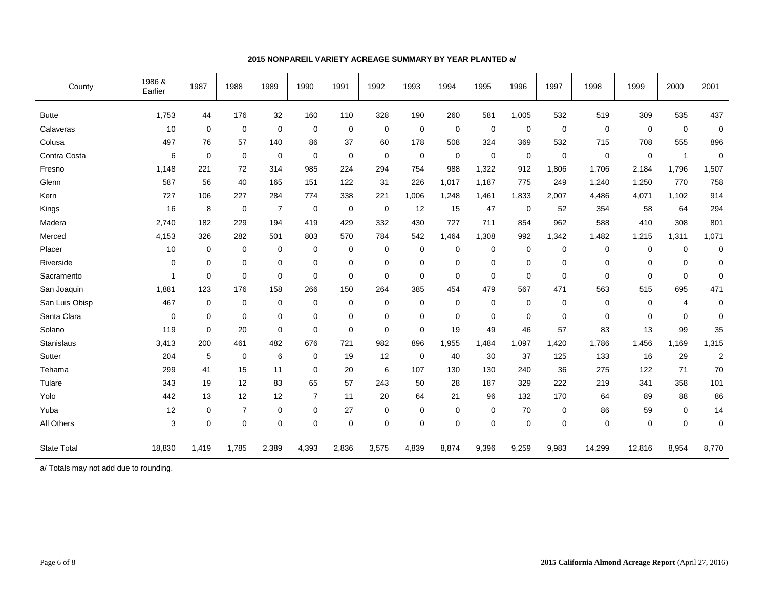**2015 NONPAREIL VARIETY ACREAGE SUMMARY BY YEAR PLANTED a/**

| County | 1986 & Earlier | 1987 | 1988 | 1989 | 1990 | 1991 | 1992 | 1993 | 1994 | 1995 | 1996 | 1997 | 1998 | 1999 | 2000 | 2001 |
|---|---|---|---|---|---|---|---|---|---|---|---|---|---|---|---|---|
| Butte | 1,753 | 44 | 176 | 32 | 160 | 110 | 328 | 190 | 260 | 581 | 1,005 | 532 | 519 | 309 | 535 | 437 |
| Calaveras | 10 | 0 | 0 | 0 | 0 | 0 | 0 | 0 | 0 | 0 | 0 | 0 | 0 | 0 | 0 | 0 |
| Colusa | 497 | 76 | 57 | 140 | 86 | 37 | 60 | 178 | 508 | 324 | 369 | 532 | 715 | 708 | 555 | 896 |
| Contra Costa | 6 | 0 | 0 | 0 | 0 | 0 | 0 | 0 | 0 | 0 | 0 | 0 | 0 | 0 | 1 | 0 |
| Fresno | 1,148 | 221 | 72 | 314 | 985 | 224 | 294 | 754 | 988 | 1,322 | 912 | 1,806 | 1,706 | 2,184 | 1,796 | 1,507 |
| Glenn | 587 | 56 | 40 | 165 | 151 | 122 | 31 | 226 | 1,017 | 1,187 | 775 | 249 | 1,240 | 1,250 | 770 | 758 |
| Kern | 727 | 106 | 227 | 284 | 774 | 338 | 221 | 1,006 | 1,248 | 1,461 | 1,833 | 2,007 | 4,486 | 4,071 | 1,102 | 914 |
| Kings | 16 | 8 | 0 | 7 | 0 | 0 | 0 | 12 | 15 | 47 | 0 | 52 | 354 | 58 | 64 | 294 |
| Madera | 2,740 | 182 | 229 | 194 | 419 | 429 | 332 | 430 | 727 | 711 | 854 | 962 | 588 | 410 | 308 | 801 |
| Merced | 4,153 | 326 | 282 | 501 | 803 | 570 | 784 | 542 | 1,464 | 1,308 | 992 | 1,342 | 1,482 | 1,215 | 1,311 | 1,071 |
| Placer | 10 | 0 | 0 | 0 | 0 | 0 | 0 | 0 | 0 | 0 | 0 | 0 | 0 | 0 | 0 | 0 |
| Riverside | 0 | 0 | 0 | 0 | 0 | 0 | 0 | 0 | 0 | 0 | 0 | 0 | 0 | 0 | 0 | 0 |
| Sacramento | 1 | 0 | 0 | 0 | 0 | 0 | 0 | 0 | 0 | 0 | 0 | 0 | 0 | 0 | 0 | 0 |
| San Joaquin | 1,881 | 123 | 176 | 158 | 266 | 150 | 264 | 385 | 454 | 479 | 567 | 471 | 563 | 515 | 695 | 471 |
| San Luis Obisp | 467 | 0 | 0 | 0 | 0 | 0 | 0 | 0 | 0 | 0 | 0 | 0 | 0 | 0 | 4 | 0 |
| Santa Clara | 0 | 0 | 0 | 0 | 0 | 0 | 0 | 0 | 0 | 0 | 0 | 0 | 0 | 0 | 0 | 0 |
| Solano | 119 | 0 | 20 | 0 | 0 | 0 | 0 | 0 | 19 | 49 | 46 | 57 | 83 | 13 | 99 | 35 |
| Stanislaus | 3,413 | 200 | 461 | 482 | 676 | 721 | 982 | 896 | 1,955 | 1,484 | 1,097 | 1,420 | 1,786 | 1,456 | 1,169 | 1,315 |
| Sutter | 204 | 5 | 0 | 6 | 0 | 19 | 12 | 0 | 40 | 30 | 37 | 125 | 133 | 16 | 29 | 2 |
| Tehama | 299 | 41 | 15 | 11 | 0 | 20 | 6 | 107 | 130 | 130 | 240 | 36 | 275 | 122 | 71 | 70 |
| Tulare | 343 | 19 | 12 | 83 | 65 | 57 | 243 | 50 | 28 | 187 | 329 | 222 | 219 | 341 | 358 | 101 |
| Yolo | 442 | 13 | 12 | 12 | 7 | 11 | 20 | 64 | 21 | 96 | 132 | 170 | 64 | 89 | 88 | 86 |
| Yuba | 12 | 0 | 7 | 0 | 0 | 27 | 0 | 0 | 0 | 0 | 70 | 0 | 86 | 59 | 0 | 14 |
| All Others | 3 | 0 | 0 | 0 | 0 | 0 | 0 | 0 | 0 | 0 | 0 | 0 | 0 | 0 | 0 | 0 |
| State Total | 18,830 | 1,419 | 1,785 | 2,389 | 4,393 | 2,836 | 3,575 | 4,839 | 8,874 | 9,396 | 9,259 | 9,983 | 14,299 | 12,816 | 8,954 | 8,770 |

a/ Totals may not add due to rounding.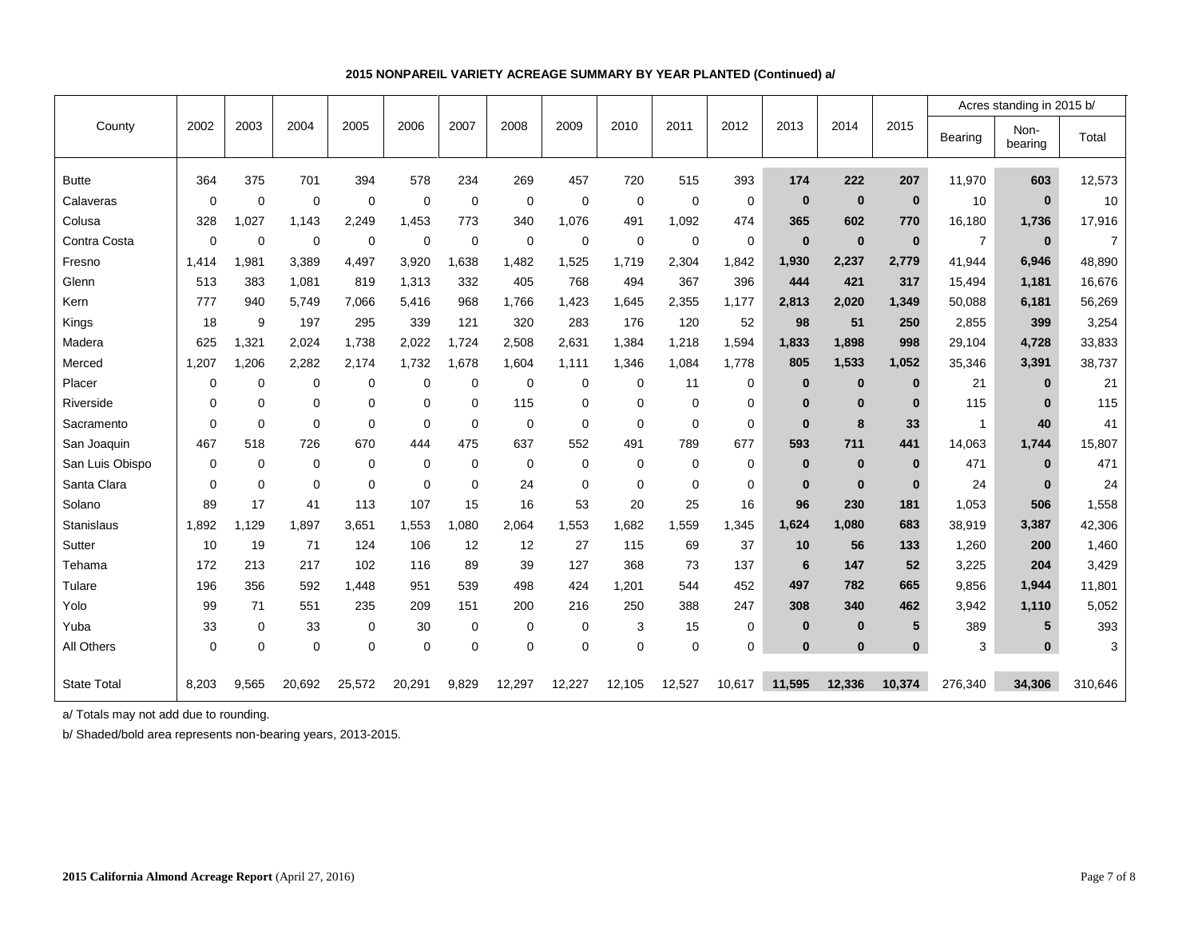**2015 NONPAREIL VARIETY ACREAGE SUMMARY BY YEAR PLANTED (Continued) a/**

| County | 2002 | 2003 | 2004 | 2005 | 2006 | 2007 | 2008 | 2009 | 2010 | 2011 | 2012 | 2013 | 2014 | 2015 | Acres standing in 2015 b/ | | |
|---|---|---|---|---|---|---|---|---|---|---|---|---|---|---|---|---|---|
| | | | | | | | | | | | | | | | Bearing | Non-bearing | Total |
| Butte | 364 | 375 | 701 | 394 | 578 | 234 | 269 | 457 | 720 | 515 | 393 | **174** | **222** | **207** | 11,970 | **603** | 12,573 |
| Calaveras | 0 | 0 | 0 | 0 | 0 | 0 | 0 | 0 | 0 | 0 | 0 | **0** | **0** | **0** | 10 | **0** | 10 |
| Colusa | 328 | 1,027 | 1,143 | 2,249 | 1,453 | 773 | 340 | 1,076 | 491 | 1,092 | 474 | **365** | **602** | **770** | 16,180 | **1,736** | 17,916 |
| Contra Costa | 0 | 0 | 0 | 0 | 0 | 0 | 0 | 0 | 0 | 0 | 0 | **0** | **0** | **0** | 7 | **0** | 7 |
| Fresno | 1,414 | 1,981 | 3,389 | 4,497 | 3,920 | 1,638 | 1,482 | 1,525 | 1,719 | 2,304 | 1,842 | **1,930** | **2,237** | **2,779** | 41,944 | **6,946** | 48,890 |
| Glenn | 513 | 383 | 1,081 | 819 | 1,313 | 332 | 405 | 768 | 494 | 367 | 396 | **444** | **421** | **317** | 15,494 | **1,181** | 16,676 |
| Kern | 777 | 940 | 5,749 | 7,066 | 5,416 | 968 | 1,766 | 1,423 | 1,645 | 2,355 | 1,177 | **2,813** | **2,020** | **1,349** | 50,088 | **6,181** | 56,269 |
| Kings | 18 | 9 | 197 | 295 | 339 | 121 | 320 | 283 | 176 | 120 | 52 | **98** | **51** | **250** | 2,855 | **399** | 3,254 |
| Madera | 625 | 1,321 | 2,024 | 1,738 | 2,022 | 1,724 | 2,508 | 2,631 | 1,384 | 1,218 | 1,594 | **1,833** | **1,898** | **998** | 29,104 | **4,728** | 33,833 |
| Merced | 1,207 | 1,206 | 2,282 | 2,174 | 1,732 | 1,678 | 1,604 | 1,111 | 1,346 | 1,084 | 1,778 | **805** | **1,533** | **1,052** | 35,346 | **3,391** | 38,737 |
| Placer | 0 | 0 | 0 | 0 | 0 | 0 | 0 | 0 | 0 | 11 | 0 | **0** | **0** | **0** | 21 | **0** | 21 |
| Riverside | 0 | 0 | 0 | 0 | 0 | 0 | 115 | 0 | 0 | 0 | 0 | **0** | **0** | **0** | 115 | **0** | 115 |
| Sacramento | 0 | 0 | 0 | 0 | 0 | 0 | 0 | 0 | 0 | 0 | 0 | **0** | **8** | **33** | 1 | **40** | 41 |
| San Joaquin | 467 | 518 | 726 | 670 | 444 | 475 | 637 | 552 | 491 | 789 | 677 | **593** | **711** | **441** | 14,063 | **1,744** | 15,807 |
| San Luis Obispo | 0 | 0 | 0 | 0 | 0 | 0 | 0 | 0 | 0 | 0 | 0 | **0** | **0** | **0** | 471 | **0** | 471 |
| Santa Clara | 0 | 0 | 0 | 0 | 0 | 0 | 24 | 0 | 0 | 0 | 0 | **0** | **0** | **0** | 24 | **0** | 24 |
| Solano | 89 | 17 | 41 | 113 | 107 | 15 | 16 | 53 | 20 | 25 | 16 | **96** | **230** | **181** | 1,053 | **506** | 1,558 |
| Stanislaus | 1,892 | 1,129 | 1,897 | 3,651 | 1,553 | 1,080 | 2,064 | 1,553 | 1,682 | 1,559 | 1,345 | **1,624** | **1,080** | **683** | 38,919 | **3,387** | 42,306 |
| Sutter | 10 | 19 | 71 | 124 | 106 | 12 | 12 | 27 | 115 | 69 | 37 | **10** | **56** | **133** | 1,260 | **200** | 1,460 |
| Tehama | 172 | 213 | 217 | 102 | 116 | 89 | 39 | 127 | 368 | 73 | 137 | **6** | **147** | **52** | 3,225 | **204** | 3,429 |
| Tulare | 196 | 356 | 592 | 1,448 | 951 | 539 | 498 | 424 | 1,201 | 544 | 452 | **497** | **782** | **665** | 9,856 | **1,944** | 11,801 |
| Yolo | 99 | 71 | 551 | 235 | 209 | 151 | 200 | 216 | 250 | 388 | 247 | **308** | **340** | **462** | 3,942 | **1,110** | 5,052 |
| Yuba | 33 | 0 | 33 | 0 | 30 | 0 | 0 | 0 | 3 | 15 | 0 | **0** | **0** | **5** | 389 | **5** | 393 |
| All Others | 0 | 0 | 0 | 0 | 0 | 0 | 0 | 0 | 0 | 0 | 0 | **0** | **0** | **0** | 3 | **0** | 3 |
| State Total | 8,203 | 9,565 | 20,692 | 25,572 | 20,291 | 9,829 | 12,297 | 12,227 | 12,105 | 12,527 | 10,617 | **11,595** | **12,336** | **10,374** | 276,340 | **34,306** | 310,646 |

a/ Totals may not add due to rounding.

b/ Shaded/bold area represents non-bearing years, 2013-2015.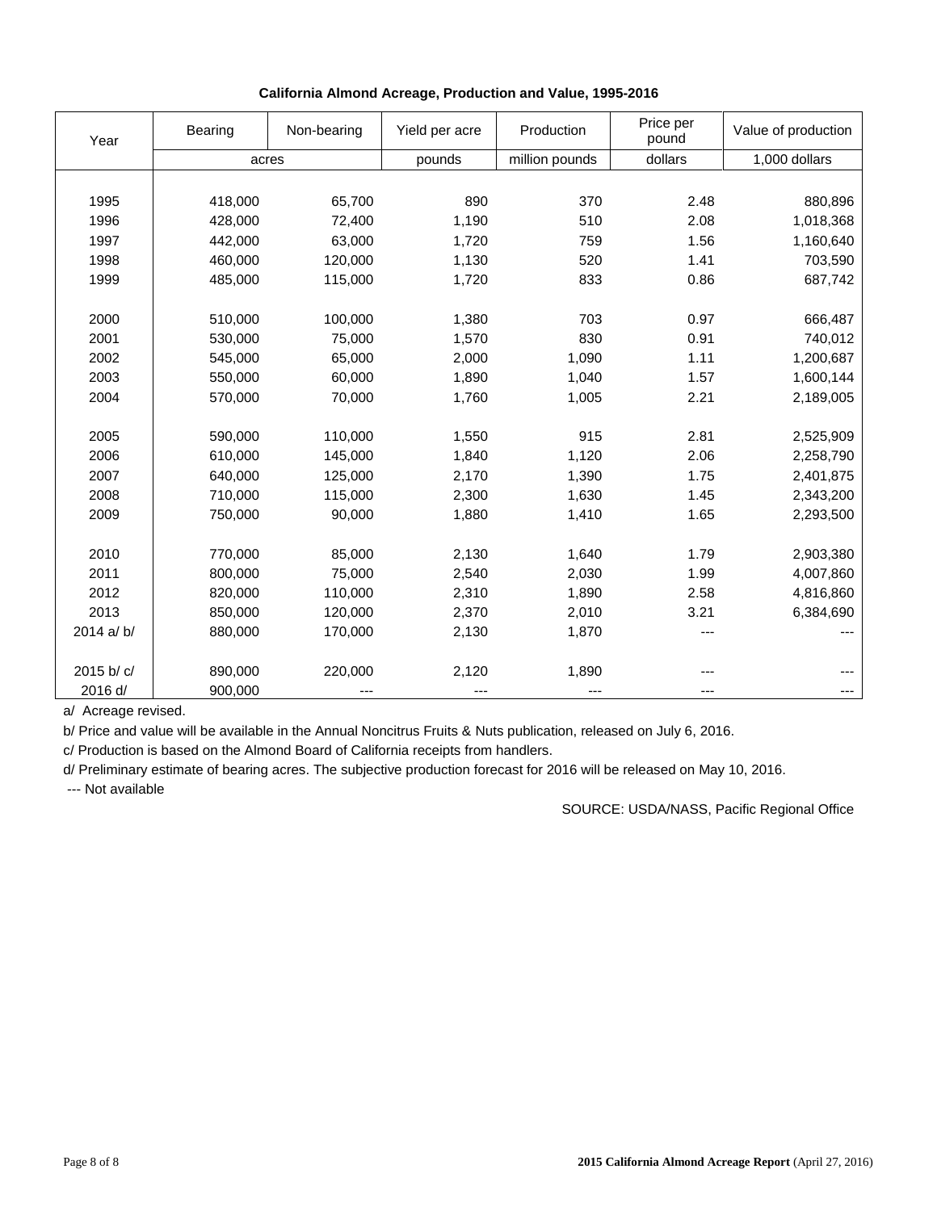### California Almond Acreage, Production and Value, 1995-2016

| Year | Bearing | Non-bearing | Yield per acre | Production | Price per pound | Value of production |
|---|---|---|---|---|---|---|
| | acres | | pounds | million pounds | dollars | 1,000 dollars |
| 1995 | 418,000 | 65,700 | 890 | 370 | 2.48 | 880,896 |
| 1996 | 428,000 | 72,400 | 1,190 | 510 | 2.08 | 1,018,368 |
| 1997 | 442,000 | 63,000 | 1,720 | 759 | 1.56 | 1,160,640 |
| 1998 | 460,000 | 120,000 | 1,130 | 520 | 1.41 | 703,590 |
| 1999 | 485,000 | 115,000 | 1,720 | 833 | 0.86 | 687,742 |
| 2000 | 510,000 | 100,000 | 1,380 | 703 | 0.97 | 666,487 |
| 2001 | 530,000 | 75,000 | 1,570 | 830 | 0.91 | 740,012 |
| 2002 | 545,000 | 65,000 | 2,000 | 1,090 | 1.11 | 1,200,687 |
| 2003 | 550,000 | 60,000 | 1,890 | 1,040 | 1.57 | 1,600,144 |
| 2004 | 570,000 | 70,000 | 1,760 | 1,005 | 2.21 | 2,189,005 |
| 2005 | 590,000 | 110,000 | 1,550 | 915 | 2.81 | 2,525,909 |
| 2006 | 610,000 | 145,000 | 1,840 | 1,120 | 2.06 | 2,258,790 |
| 2007 | 640,000 | 125,000 | 2,170 | 1,390 | 1.75 | 2,401,875 |
| 2008 | 710,000 | 115,000 | 2,300 | 1,630 | 1.45 | 2,343,200 |
| 2009 | 750,000 | 90,000 | 1,880 | 1,410 | 1.65 | 2,293,500 |
| 2010 | 770,000 | 85,000 | 2,130 | 1,640 | 1.79 | 2,903,380 |
| 2011 | 800,000 | 75,000 | 2,540 | 2,030 | 1.99 | 4,007,860 |
| 2012 | 820,000 | 110,000 | 2,310 | 1,890 | 2.58 | 4,816,860 |
| 2013 | 850,000 | 120,000 | 2,370 | 2,010 | 3.21 | 6,384,690 |
| 2014 a/ b/ | 880,000 | 170,000 | 2,130 | 1,870 | --- | --- |
| 2015 b/ c/ | 890,000 | 220,000 | 2,120 | 1,890 | --- | --- |
| 2016 d/ | 900,000 | --- | --- | --- | --- | --- |

a/ Acreage revised.

b/ Price and value will be available in the Annual Noncitrus Fruits & Nuts publication, released on July 6, 2016.

c/ Production is based on the Almond Board of California receipts from handlers.

d/ Preliminary estimate of bearing acres. The subjective production forecast for 2016 will be released on May 10, 2016.

--- Not available

SOURCE: USDA/NASS, Pacific Regional Office